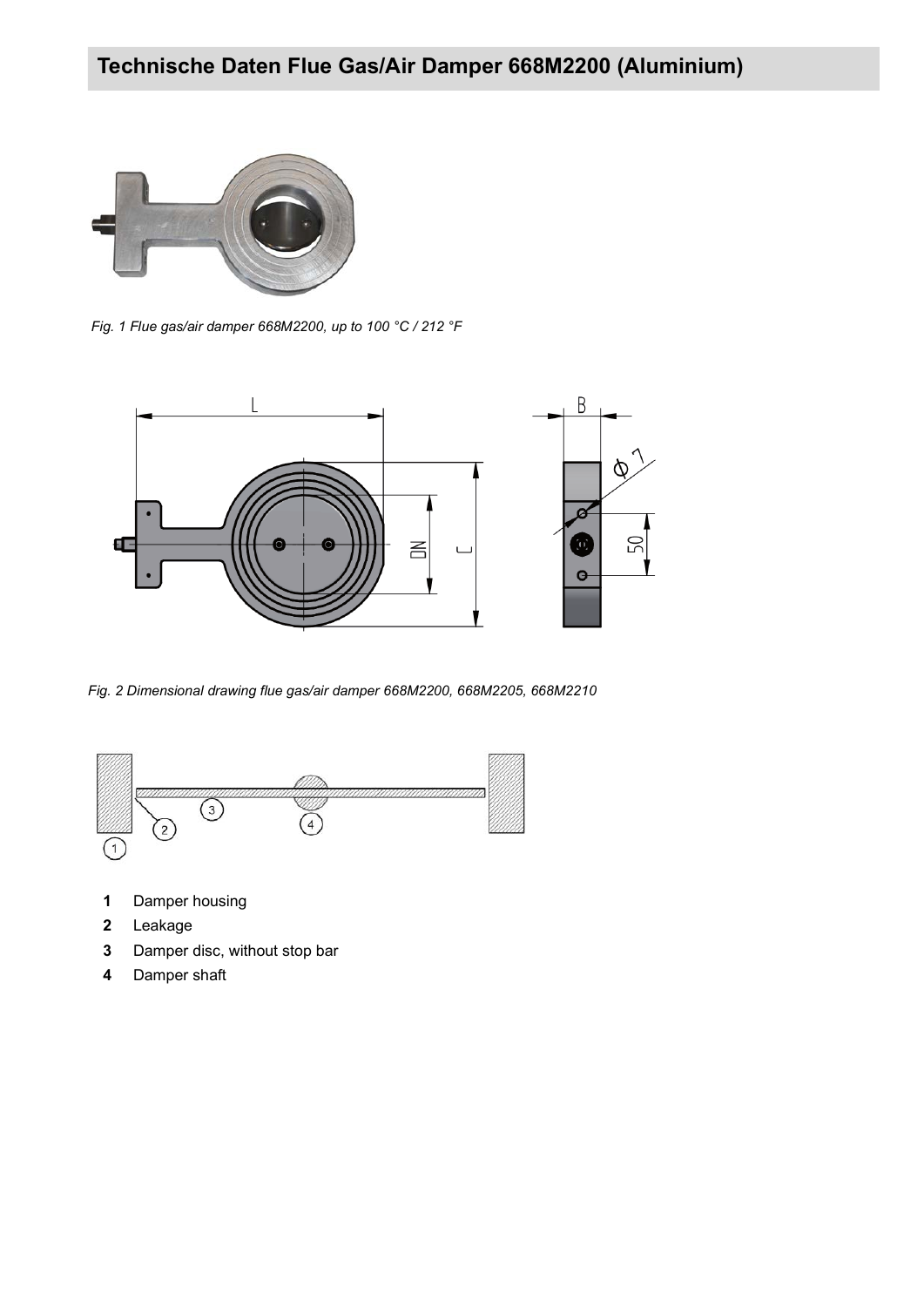# Technische Daten Flue Gas/Air Damper 668M2200 (Aluminium)

*Fig. 1 Flue gas/air damper 668M2200, up to 100 °C / 212 °F*

*Fig. 2 Dimensional drawing flue gas/air damper 668M2200, 668M2205, 668M2210*

- **1** Damper housing
- **2** Leakage
- **3** Damper disc, without stop bar
- **4** Damper shaft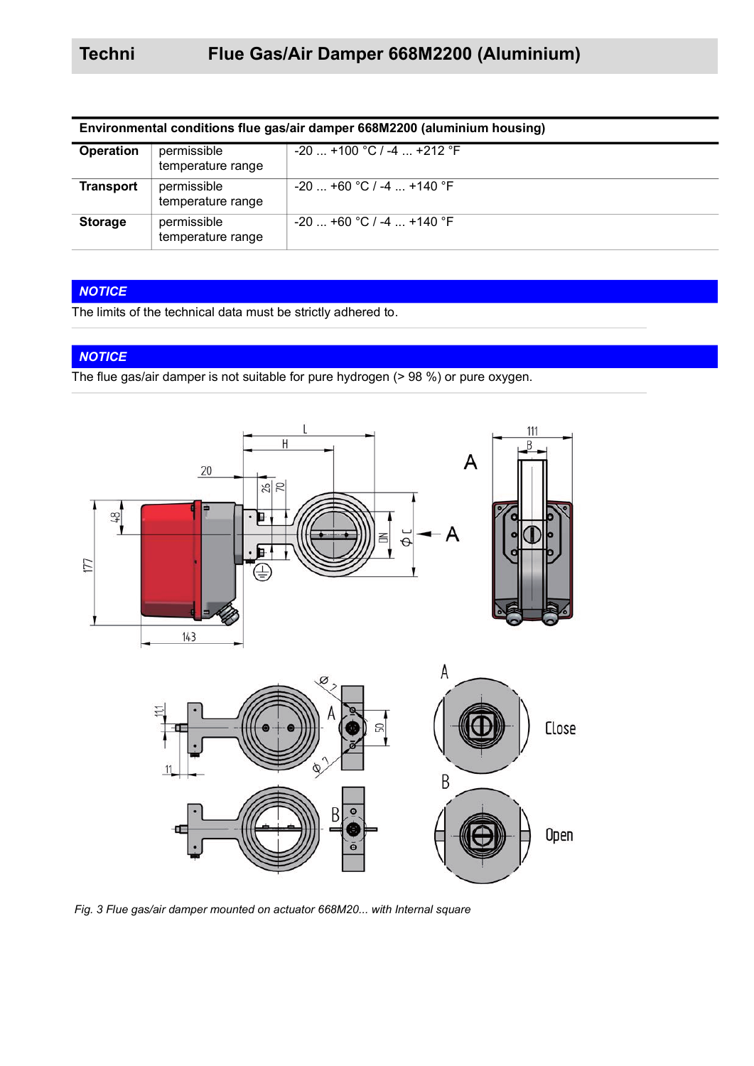| Environmental conditions flue gas/air damper 668M2200 (aluminium housing) | | |
|---|---|---|
| **Operation** | permissible temperature range | -20 ... +100 °C / -4 ... +212 °F |
| **Transport** | permissible temperature range | -20 ... +60 °C / -4 ... +140 °F |
| **Storage** | permissible temperature range | -20 ... +60 °C / -4 ... +140 °F |

***NOTICE***

The limits of the technical data must be strictly adhered to.

***NOTICE***

The flue gas/air damper is not suitable for pure hydrogen (> 98 %) or pure oxygen.

*Fig. 3 Flue gas/air damper mounted on actuator 668M20... with Internal square*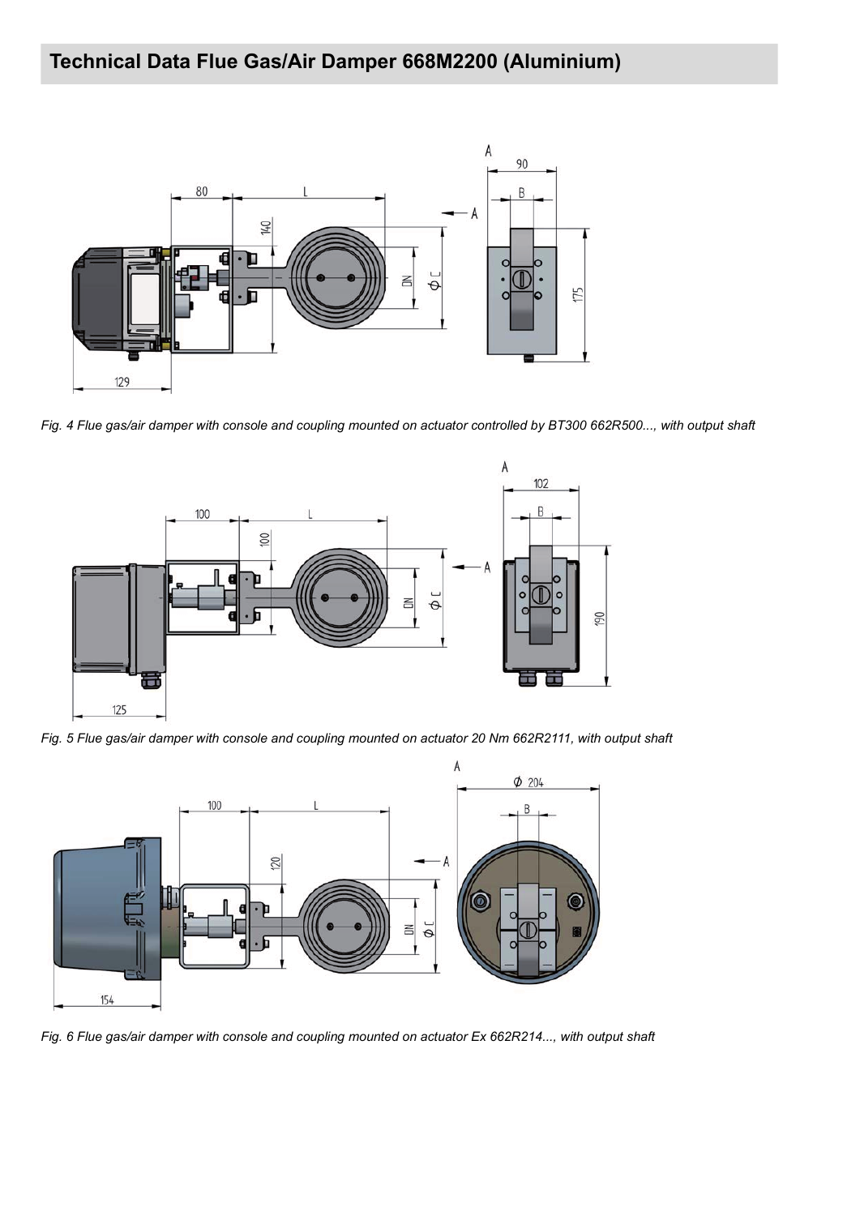## Technical Data Flue Gas/Air Damper 668M2200 (Aluminium)

*Fig. 4 Flue gas/air damper with console and coupling mounted on actuator controlled by BT300 662R500..., with output shaft*

*Fig. 5 Flue gas/air damper with console and coupling mounted on actuator 20 Nm 662R2111, with output shaft*

*Fig. 6 Flue gas/air damper with console and coupling mounted on actuator Ex 662R214..., with output shaft*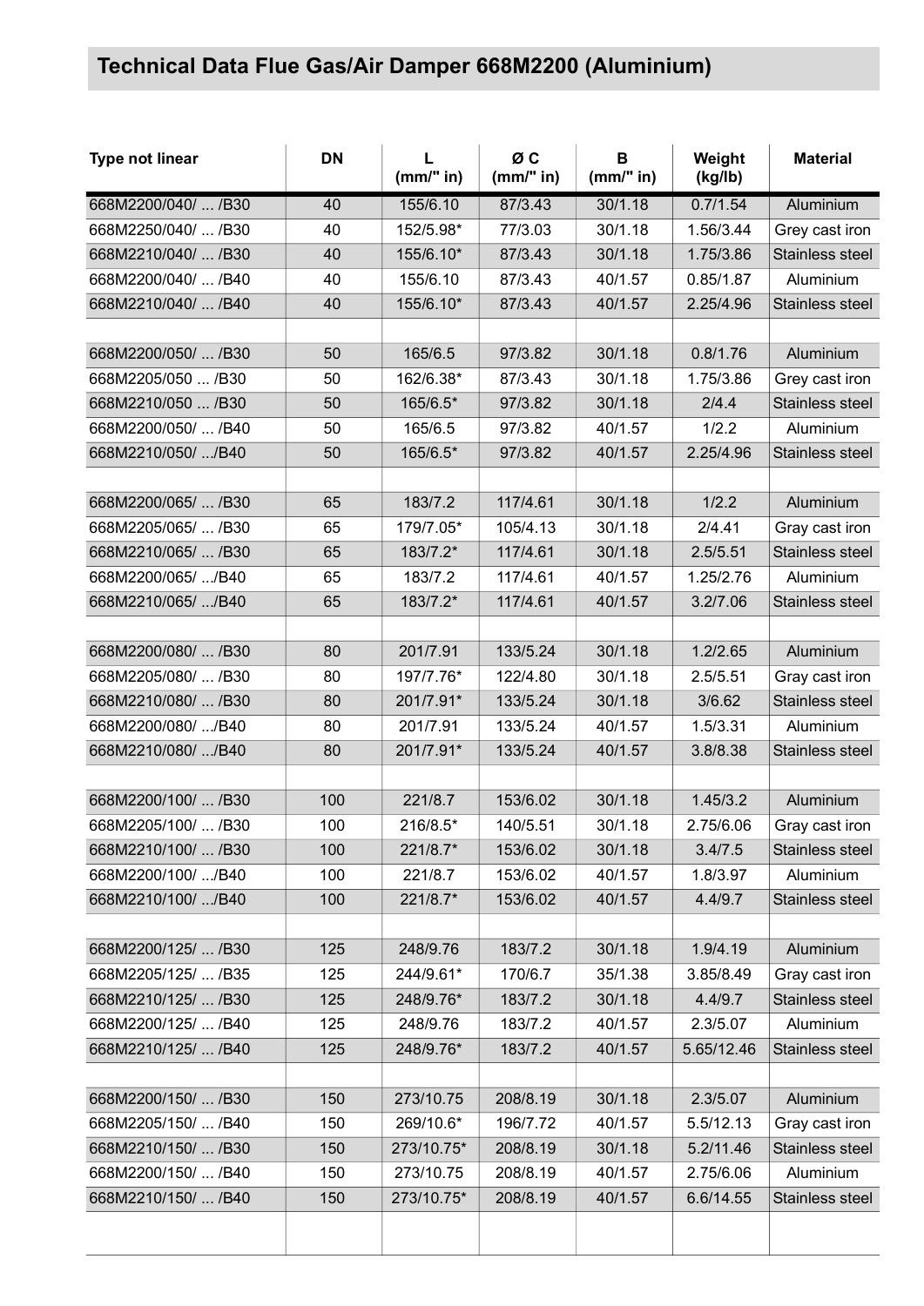## Technical Data Flue Gas/Air Damper 668M2200 (Aluminium)

| Type not linear | DN | L (mm/" in) | Ø C (mm/" in) | B (mm/" in) | Weight (kg/lb) | Material |
|---|---|---|---|---|---|---|
| 668M2200/040/ ... /B30 | 40 | 155/6.10 | 87/3.43 | 30/1.18 | 0.7/1.54 | Aluminium |
| 668M2250/040/ ... /B30 | 40 | 152/5.98* | 77/3.03 | 30/1.18 | 1.56/3.44 | Grey cast iron |
| 668M2210/040/ ... /B30 | 40 | 155/6.10* | 87/3.43 | 30/1.18 | 1.75/3.86 | Stainless steel |
| 668M2200/040/ ... /B40 | 40 | 155/6.10 | 87/3.43 | 40/1.57 | 0.85/1.87 | Aluminium |
| 668M2210/040/ ... /B40 | 40 | 155/6.10* | 87/3.43 | 40/1.57 | 2.25/4.96 | Stainless steel |
| | | | | | | |
| 668M2200/050/ ... /B30 | 50 | 165/6.5 | 97/3.82 | 30/1.18 | 0.8/1.76 | Aluminium |
| 668M2205/050 ... /B30 | 50 | 162/6.38* | 87/3.43 | 30/1.18 | 1.75/3.86 | Grey cast iron |
| 668M2210/050 ... /B30 | 50 | 165/6.5* | 97/3.82 | 30/1.18 | 2/4.4 | Stainless steel |
| 668M2200/050/ ... /B40 | 50 | 165/6.5 | 97/3.82 | 40/1.57 | 1/2.2 | Aluminium |
| 668M2210/050/ .../B40 | 50 | 165/6.5* | 97/3.82 | 40/1.57 | 2.25/4.96 | Stainless steel |
| | | | | | | |
| 668M2200/065/ ... /B30 | 65 | 183/7.2 | 117/4.61 | 30/1.18 | 1/2.2 | Aluminium |
| 668M2205/065/ ... /B30 | 65 | 179/7.05* | 105/4.13 | 30/1.18 | 2/4.41 | Gray cast iron |
| 668M2210/065/ ... /B30 | 65 | 183/7.2* | 117/4.61 | 30/1.18 | 2.5/5.51 | Stainless steel |
| 668M2200/065/ .../B40 | 65 | 183/7.2 | 117/4.61 | 40/1.57 | 1.25/2.76 | Aluminium |
| 668M2210/065/ .../B40 | 65 | 183/7.2* | 117/4.61 | 40/1.57 | 3.2/7.06 | Stainless steel |
| | | | | | | |
| 668M2200/080/ ... /B30 | 80 | 201/7.91 | 133/5.24 | 30/1.18 | 1.2/2.65 | Aluminium |
| 668M2205/080/ ... /B30 | 80 | 197/7.76* | 122/4.80 | 30/1.18 | 2.5/5.51 | Gray cast iron |
| 668M2210/080/ ... /B30 | 80 | 201/7.91* | 133/5.24 | 30/1.18 | 3/6.62 | Stainless steel |
| 668M2200/080/ .../B40 | 80 | 201/7.91 | 133/5.24 | 40/1.57 | 1.5/3.31 | Aluminium |
| 668M2210/080/ .../B40 | 80 | 201/7.91* | 133/5.24 | 40/1.57 | 3.8/8.38 | Stainless steel |
| | | | | | | |
| 668M2200/100/ ... /B30 | 100 | 221/8.7 | 153/6.02 | 30/1.18 | 1.45/3.2 | Aluminium |
| 668M2205/100/ ... /B30 | 100 | 216/8.5* | 140/5.51 | 30/1.18 | 2.75/6.06 | Gray cast iron |
| 668M2210/100/ ... /B30 | 100 | 221/8.7* | 153/6.02 | 30/1.18 | 3.4/7.5 | Stainless steel |
| 668M2200/100/ .../B40 | 100 | 221/8.7 | 153/6.02 | 40/1.57 | 1.8/3.97 | Aluminium |
| 668M2210/100/ .../B40 | 100 | 221/8.7* | 153/6.02 | 40/1.57 | 4.4/9.7 | Stainless steel |
| | | | | | | |
| 668M2200/125/ ... /B30 | 125 | 248/9.76 | 183/7.2 | 30/1.18 | 1.9/4.19 | Aluminium |
| 668M2205/125/ ... /B35 | 125 | 244/9.61* | 170/6.7 | 35/1.38 | 3.85/8.49 | Gray cast iron |
| 668M2210/125/ ... /B30 | 125 | 248/9.76* | 183/7.2 | 30/1.18 | 4.4/9.7 | Stainless steel |
| 668M2200/125/ ... /B40 | 125 | 248/9.76 | 183/7.2 | 40/1.57 | 2.3/5.07 | Aluminium |
| 668M2210/125/ ... /B40 | 125 | 248/9.76* | 183/7.2 | 40/1.57 | 5.65/12.46 | Stainless steel |
| | | | | | | |
| 668M2200/150/ ... /B30 | 150 | 273/10.75 | 208/8.19 | 30/1.18 | 2.3/5.07 | Aluminium |
| 668M2205/150/ ... /B40 | 150 | 269/10.6* | 196/7.72 | 40/1.57 | 5.5/12.13 | Gray cast iron |
| 668M2210/150/ ... /B30 | 150 | 273/10.75* | 208/8.19 | 30/1.18 | 5.2/11.46 | Stainless steel |
| 668M2200/150/ ... /B40 | 150 | 273/10.75 | 208/8.19 | 40/1.57 | 2.75/6.06 | Aluminium |
| 668M2210/150/ ... /B40 | 150 | 273/10.75* | 208/8.19 | 40/1.57 | 6.6/14.55 | Stainless steel |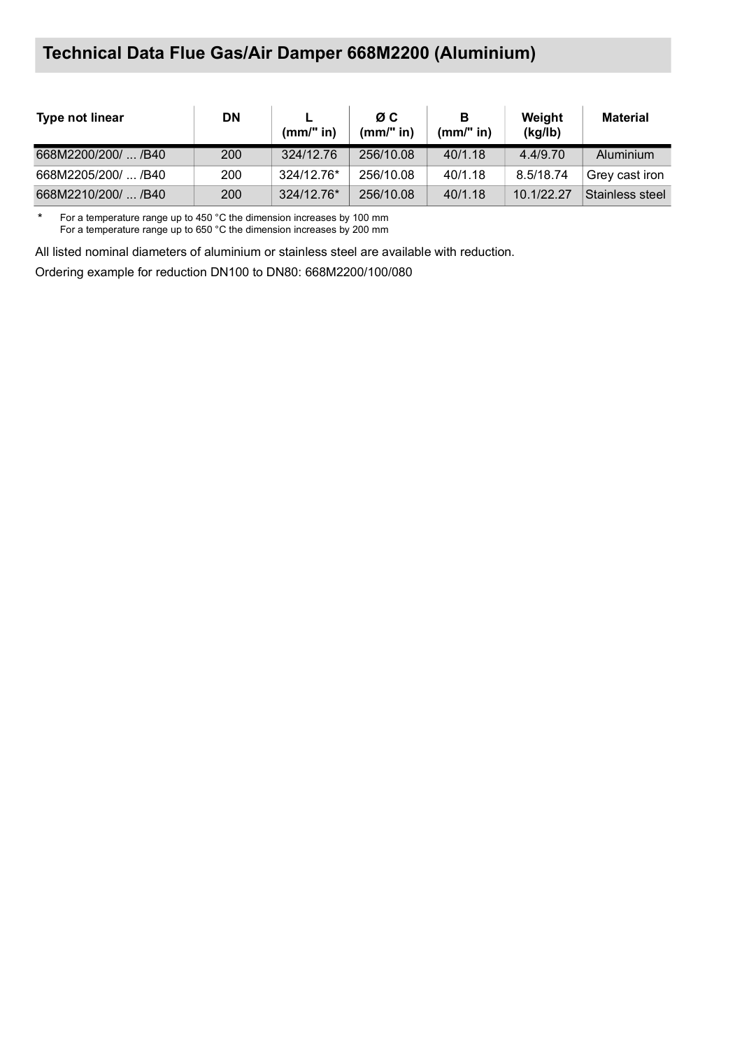## Technical Data Flue Gas/Air Damper 668M2200 (Aluminium)

| Type not linear | DN | L (mm/" in) | Ø C (mm/" in) | B (mm/" in) | Weight (kg/lb) | Material |
|---|---|---|---|---|---|---|
| 668M2200/200/ ... /B40 | 200 | 324/12.76 | 256/10.08 | 40/1.18 | 4.4/9.70 | Aluminium |
| 668M2205/200/ ... /B40 | 200 | 324/12.76* | 256/10.08 | 40/1.18 | 8.5/18.74 | Grey cast iron |
| 668M2210/200/ ... /B40 | 200 | 324/12.76* | 256/10.08 | 40/1.18 | 10.1/22.27 | Stainless steel |

\* For a temperature range up to 450 °C the dimension increases by 100 mm
For a temperature range up to 650 °C the dimension increases by 200 mm

All listed nominal diameters of aluminium or stainless steel are available with reduction.

Ordering example for reduction DN100 to DN80: 668M2200/100/080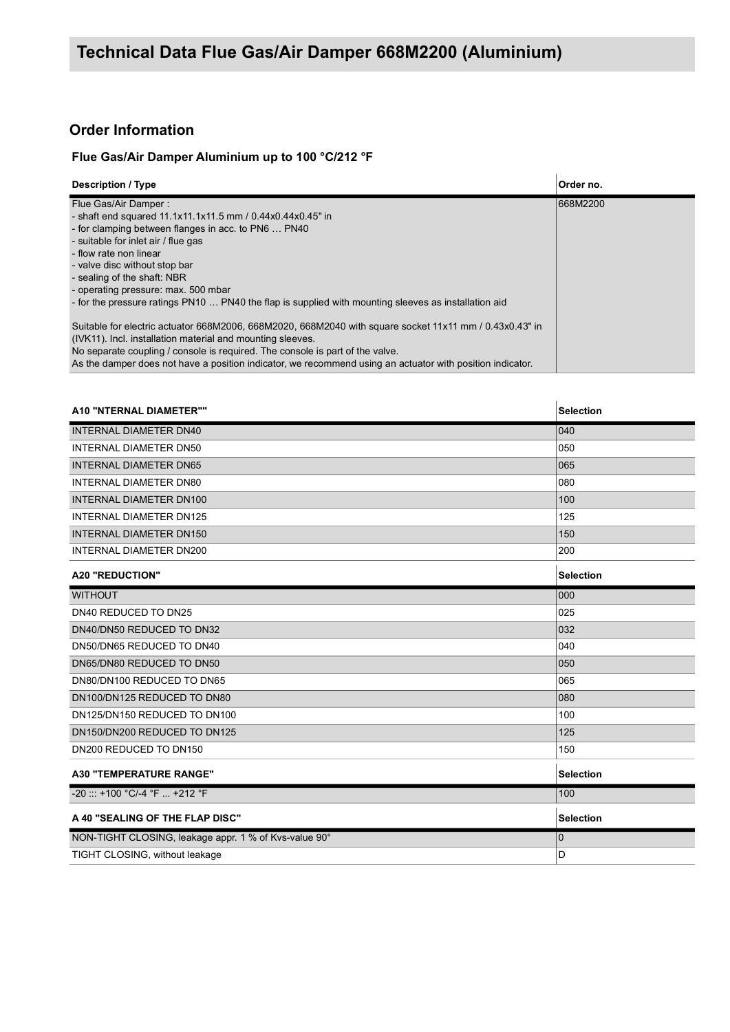# Technical Data Flue Gas/Air Damper 668M2200 (Aluminium)

## Order Information

### Flue Gas/Air Damper Aluminium up to 100 °C/212 °F

| Description / Type | Order no. |
|---|---|
| Flue Gas/Air Damper :<br>- shaft end squared 11.1x11.1x11.5 mm / 0.44x0.44x0.45" in<br>- for clamping between flanges in acc. to PN6 … PN40<br>- suitable for inlet air / flue gas<br>- flow rate non linear<br>- valve disc without stop bar<br>- sealing of the shaft: NBR<br>- operating pressure: max. 500 mbar<br>- for the pressure ratings PN10 … PN40 the flap is supplied with mounting sleeves as installation aid<br><br>Suitable for electric actuator 668M2006, 668M2020, 668M2040 with square socket 11x11 mm / 0.43x0.43" in (IVK11). Incl. installation material and mounting sleeves.<br>No separate coupling / console is required. The console is part of the valve.<br>As the damper does not have a position indicator, we recommend using an actuator with position indicator. | 668M2200 |

| A10 "NTERNAL DIAMETER"" | Selection |
|---|---|
| INTERNAL DIAMETER DN40 | 040 |
| INTERNAL DIAMETER DN50 | 050 |
| INTERNAL DIAMETER DN65 | 065 |
| INTERNAL DIAMETER DN80 | 080 |
| INTERNAL DIAMETER DN100 | 100 |
| INTERNAL DIAMETER DN125 | 125 |
| INTERNAL DIAMETER DN150 | 150 |
| INTERNAL DIAMETER DN200 | 200 |

| A20 "REDUCTION" | Selection |
|---|---|
| WITHOUT | 000 |
| DN40 REDUCED TO DN25 | 025 |
| DN40/DN50 REDUCED TO DN32 | 032 |
| DN50/DN65 REDUCED TO DN40 | 040 |
| DN65/DN80 REDUCED TO DN50 | 050 |
| DN80/DN100 REDUCED TO DN65 | 065 |
| DN100/DN125 REDUCED TO DN80 | 080 |
| DN125/DN150 REDUCED TO DN100 | 100 |
| DN150/DN200 REDUCED TO DN125 | 125 |
| DN200 REDUCED TO DN150 | 150 |

| A30 "TEMPERATURE RANGE" | Selection |
|---|---|
| -20 ::: +100 °C/-4 °F ... +212 °F | 100 |

| A 40 "SEALING OF THE FLAP DISC" | Selection |
|---|---|
| NON-TIGHT CLOSING, leakage appr. 1 % of Kvs-value 90° | 0 |
| TIGHT CLOSING, without leakage | D |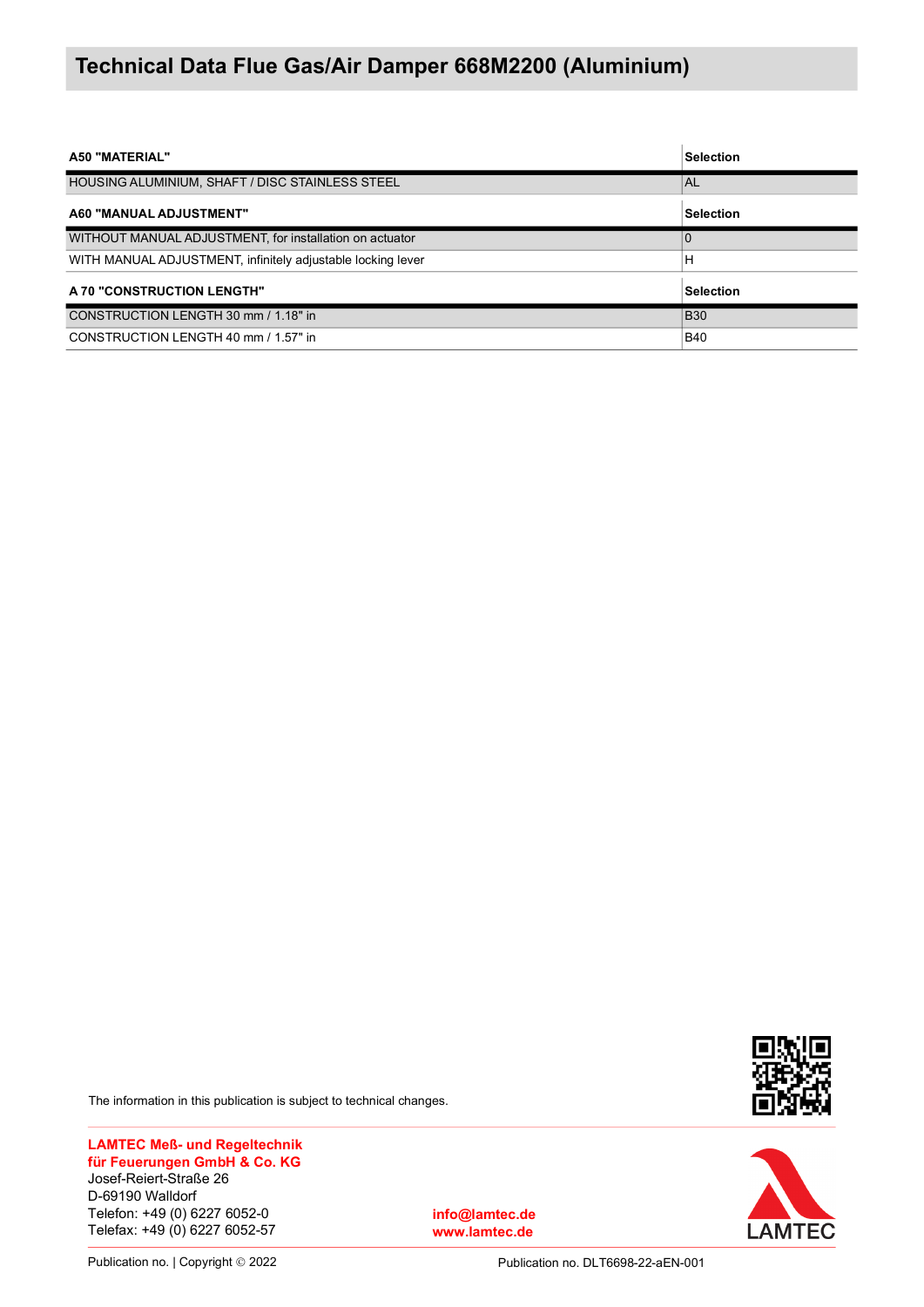# Technical Data Flue Gas/Air Damper 668M2200 (Aluminium)

| A50 "MATERIAL" | Selection |
|---|---|
| HOUSING ALUMINIUM, SHAFT / DISC STAINLESS STEEL | AL |

| A60 "MANUAL ADJUSTMENT" | Selection |
|---|---|
| WITHOUT MANUAL ADJUSTMENT, for installation on actuator | 0 |
| WITH MANUAL ADJUSTMENT, infinitely adjustable locking lever | H |

| A 70 "CONSTRUCTION LENGTH" | Selection |
|---|---|
| CONSTRUCTION LENGTH 30 mm / 1.18" in | B30 |
| CONSTRUCTION LENGTH 40 mm / 1.57" in | B40 |

The information in this publication is subject to technical changes.

**LAMTEC Meß- und Regeltechnik für Feuerungen GmbH & Co. KG**
Josef-Reiert-Straße 26
D-69190 Walldorf
Telefon: +49 (0) 6227 6052-0
Telefax: +49 (0) 6227 6052-57

**info@lamtec.de**
**www.lamtec.de**

LAMTEC

Publication no. | Copyright © 2022

Publication no. DLT6698-22-aEN-001